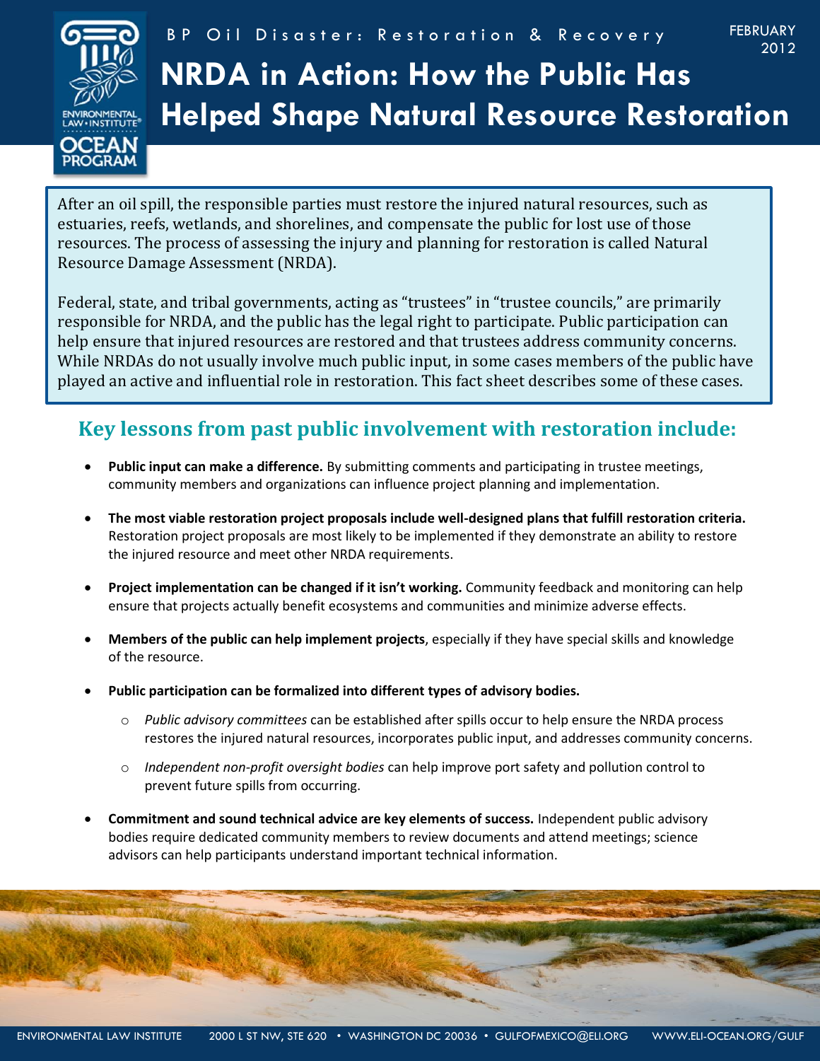BP Oil Disaster: Restoration & Recovery

FEBRUARY 2012

# NRDA in Action: How the Public Has Helped Shape Natural Resource Restoration

After an oil spill, the responsible parties must restore the injured natural resources, such as estuaries, reefs, wetlands, and shorelines, and compensate the public for lost use of those resources. The process of assessing the injury and planning for restoration is called Natural Resource Damage Assessment (NRDA).

Federal, state, and tribal governments, acting as "trustees" in "trustee councils," are primarily responsible for NRDA, and the public has the legal right to participate. Public participation can help ensure that injured resources are restored and that trustees address community concerns. While NRDAs do not usually involve much public input, in some cases members of the public have played an active and influential role in restoration. This fact sheet describes some of these cases.

## Key lessons from past public involvement with restoration include:

- **Public input can make a difference.** By submitting comments and participating in trustee meetings, community members and organizations can influence project planning and implementation.
- **The most viable restoration project proposals include well-designed plans that fulfill restoration criteria.** Restoration project proposals are most likely to be implemented if they demonstrate an ability to restore the injured resource and meet other NRDA requirements.
- **Project implementation can be changed if it isn't working.** Community feedback and monitoring can help ensure that projects actually benefit ecosystems and communities and minimize adverse effects.
- **Members of the public can help implement projects**, especially if they have special skills and knowledge of the resource.
- **Public participation can be formalized into different types of advisory bodies.**
  - *Public advisory committees* can be established after spills occur to help ensure the NRDA process restores the injured natural resources, incorporates public input, and addresses community concerns.
  - *Independent non-profit oversight bodies* can help improve port safety and pollution control to prevent future spills from occurring.
- **Commitment and sound technical advice are key elements of success.** Independent public advisory bodies require dedicated community members to review documents and attend meetings; science advisors can help participants understand important technical information.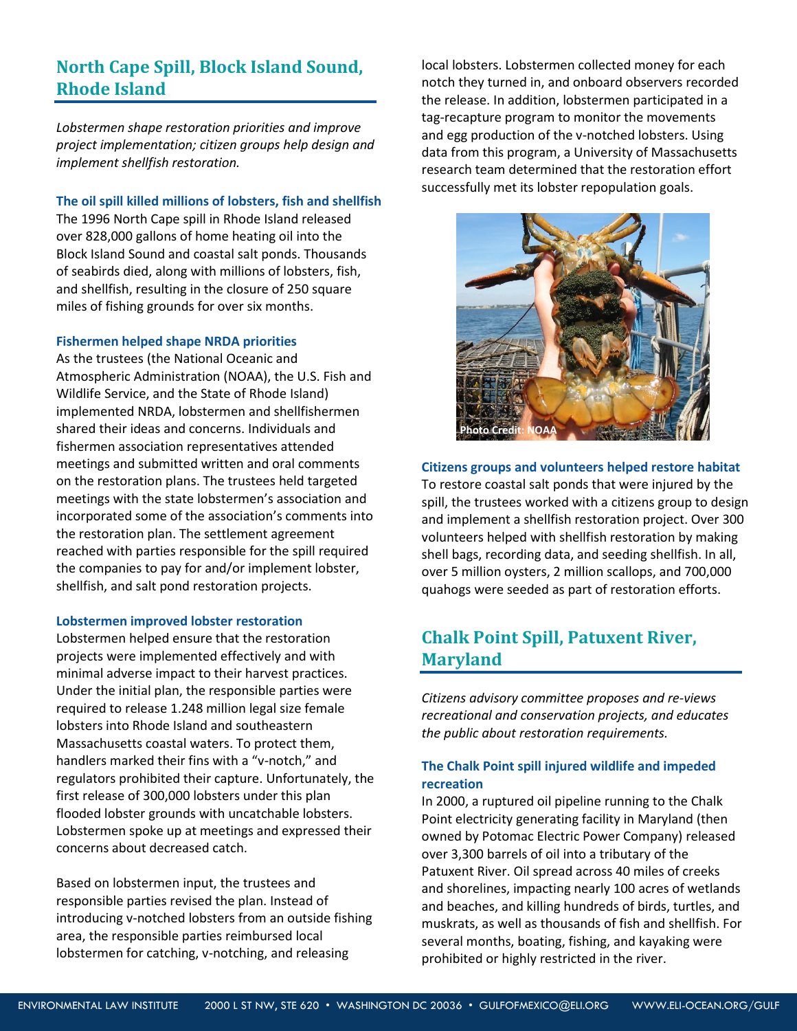## North Cape Spill, Block Island Sound, Rhode Island

*Lobstermen shape restoration priorities and improve project implementation; citizen groups help design and implement shellfish restoration.*

### The oil spill killed millions of lobsters, fish and shellfish

The 1996 North Cape spill in Rhode Island released over 828,000 gallons of home heating oil into the Block Island Sound and coastal salt ponds. Thousands of seabirds died, along with millions of lobsters, fish, and shellfish, resulting in the closure of 250 square miles of fishing grounds for over six months.

### Fishermen helped shape NRDA priorities

As the trustees (the National Oceanic and Atmospheric Administration (NOAA), the U.S. Fish and Wildlife Service, and the State of Rhode Island) implemented NRDA, lobstermen and shellfishermen shared their ideas and concerns. Individuals and fishermen association representatives attended meetings and submitted written and oral comments on the restoration plans. The trustees held targeted meetings with the state lobstermen's association and incorporated some of the association's comments into the restoration plan. The settlement agreement reached with parties responsible for the spill required the companies to pay for and/or implement lobster, shellfish, and salt pond restoration projects.

### Lobstermen improved lobster restoration

Lobstermen helped ensure that the restoration projects were implemented effectively and with minimal adverse impact to their harvest practices. Under the initial plan, the responsible parties were required to release 1.248 million legal size female lobsters into Rhode Island and southeastern Massachusetts coastal waters. To protect them, handlers marked their fins with a "v-notch," and regulators prohibited their capture. Unfortunately, the first release of 300,000 lobsters under this plan flooded lobster grounds with uncatchable lobsters. Lobstermen spoke up at meetings and expressed their concerns about decreased catch.

Based on lobstermen input, the trustees and responsible parties revised the plan. Instead of introducing v-notched lobsters from an outside fishing area, the responsible parties reimbursed local lobstermen for catching, v-notching, and releasing local lobsters. Lobstermen collected money for each notch they turned in, and onboard observers recorded the release. In addition, lobstermen participated in a tag-recapture program to monitor the movements and egg production of the v-notched lobsters. Using data from this program, a University of Massachusetts research team determined that the restoration effort successfully met its lobster repopulation goals.

Photo Credit: NOAA

### Citizens groups and volunteers helped restore habitat

To restore coastal salt ponds that were injured by the spill, the trustees worked with a citizens group to design and implement a shellfish restoration project. Over 300 volunteers helped with shellfish restoration by making shell bags, recording data, and seeding shellfish. In all, over 5 million oysters, 2 million scallops, and 700,000 quahogs were seeded as part of restoration efforts.

## Chalk Point Spill, Patuxent River, Maryland

*Citizens advisory committee proposes and re-views recreational and conservation projects, and educates the public about restoration requirements.*

### The Chalk Point spill injured wildlife and impeded recreation

In 2000, a ruptured oil pipeline running to the Chalk Point electricity generating facility in Maryland (then owned by Potomac Electric Power Company) released over 3,300 barrels of oil into a tributary of the Patuxent River. Oil spread across 40 miles of creeks and shorelines, impacting nearly 100 acres of wetlands and beaches, and killing hundreds of birds, turtles, and muskrats, as well as thousands of fish and shellfish. For several months, boating, fishing, and kayaking were prohibited or highly restricted in the river.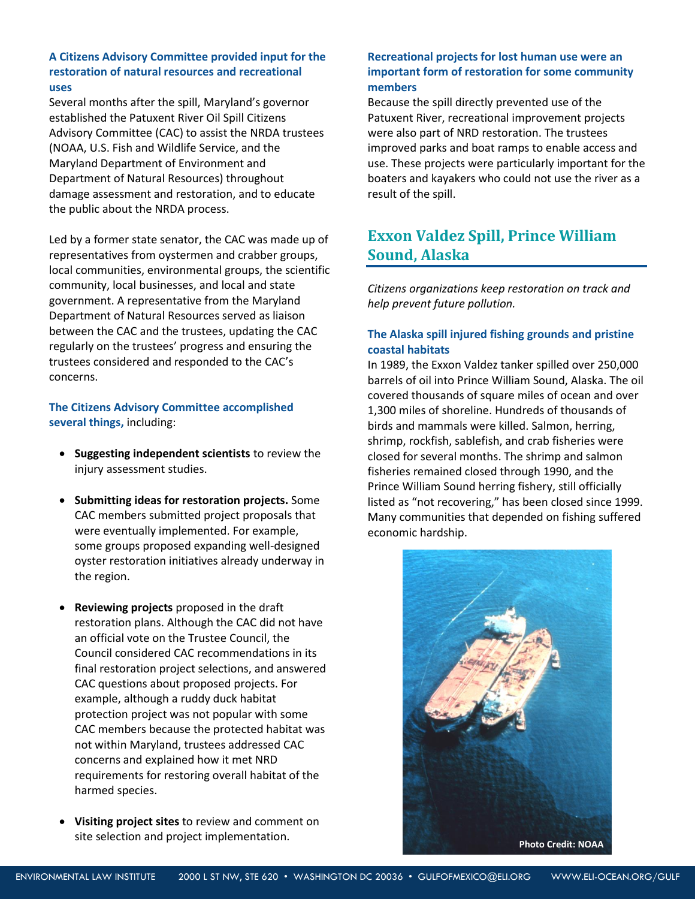### A Citizens Advisory Committee provided input for the restoration of natural resources and recreational uses

Several months after the spill, Maryland's governor established the Patuxent River Oil Spill Citizens Advisory Committee (CAC) to assist the NRDA trustees (NOAA, U.S. Fish and Wildlife Service, and the Maryland Department of Environment and Department of Natural Resources) throughout damage assessment and restoration, and to educate the public about the NRDA process.

Led by a former state senator, the CAC was made up of representatives from oystermen and crabber groups, local communities, environmental groups, the scientific community, local businesses, and local and state government. A representative from the Maryland Department of Natural Resources served as liaison between the CAC and the trustees, updating the CAC regularly on the trustees' progress and ensuring the trustees considered and responded to the CAC's concerns.

**The Citizens Advisory Committee accomplished several things,** including:

- **Suggesting independent scientists** to review the injury assessment studies.
- **Submitting ideas for restoration projects.** Some CAC members submitted project proposals that were eventually implemented. For example, some groups proposed expanding well-designed oyster restoration initiatives already underway in the region.
- **Reviewing projects** proposed in the draft restoration plans. Although the CAC did not have an official vote on the Trustee Council, the Council considered CAC recommendations in its final restoration project selections, and answered CAC questions about proposed projects. For example, although a ruddy duck habitat protection project was not popular with some CAC members because the protected habitat was not within Maryland, trustees addressed CAC concerns and explained how it met NRD requirements for restoring overall habitat of the harmed species.
- **Visiting project sites** to review and comment on site selection and project implementation.

### Recreational projects for lost human use were an important form of restoration for some community members

Because the spill directly prevented use of the Patuxent River, recreational improvement projects were also part of NRD restoration. The trustees improved parks and boat ramps to enable access and use. These projects were particularly important for the boaters and kayakers who could not use the river as a result of the spill.

## Exxon Valdez Spill, Prince William Sound, Alaska

*Citizens organizations keep restoration on track and help prevent future pollution.*

### The Alaska spill injured fishing grounds and pristine coastal habitats

In 1989, the Exxon Valdez tanker spilled over 250,000 barrels of oil into Prince William Sound, Alaska. The oil covered thousands of square miles of ocean and over 1,300 miles of shoreline. Hundreds of thousands of birds and mammals were killed. Salmon, herring, shrimp, rockfish, sablefish, and crab fisheries were closed for several months. The shrimp and salmon fisheries remained closed through 1990, and the Prince William Sound herring fishery, still officially listed as "not recovering," has been closed since 1999. Many communities that depended on fishing suffered economic hardship.

Photo Credit: NOAA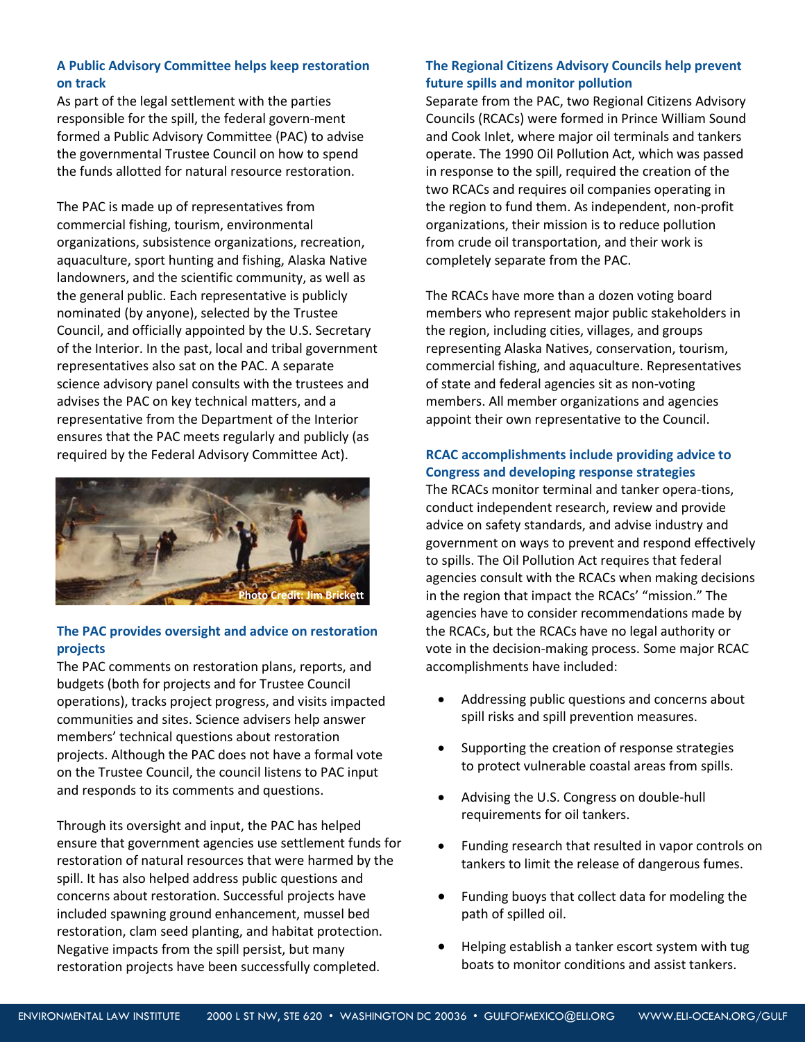### A Public Advisory Committee helps keep restoration on track

As part of the legal settlement with the parties responsible for the spill, the federal govern-ment formed a Public Advisory Committee (PAC) to advise the governmental Trustee Council on how to spend the funds allotted for natural resource restoration.

The PAC is made up of representatives from commercial fishing, tourism, environmental organizations, subsistence organizations, recreation, aquaculture, sport hunting and fishing, Alaska Native landowners, and the scientific community, as well as the general public. Each representative is publicly nominated (by anyone), selected by the Trustee Council, and officially appointed by the U.S. Secretary of the Interior. In the past, local and tribal government representatives also sat on the PAC. A separate science advisory panel consults with the trustees and advises the PAC on key technical matters, and a representative from the Department of the Interior ensures that the PAC meets regularly and publicly (as required by the Federal Advisory Committee Act).

Photo Credit: Jim Brickett

### The PAC provides oversight and advice on restoration projects

The PAC comments on restoration plans, reports, and budgets (both for projects and for Trustee Council operations), tracks project progress, and visits impacted communities and sites. Science advisers help answer members' technical questions about restoration projects. Although the PAC does not have a formal vote on the Trustee Council, the council listens to PAC input and responds to its comments and questions.

Through its oversight and input, the PAC has helped ensure that government agencies use settlement funds for restoration of natural resources that were harmed by the spill. It has also helped address public questions and concerns about restoration. Successful projects have included spawning ground enhancement, mussel bed restoration, clam seed planting, and habitat protection. Negative impacts from the spill persist, but many restoration projects have been successfully completed.

### The Regional Citizens Advisory Councils help prevent future spills and monitor pollution

Separate from the PAC, two Regional Citizens Advisory Councils (RCACs) were formed in Prince William Sound and Cook Inlet, where major oil terminals and tankers operate. The 1990 Oil Pollution Act, which was passed in response to the spill, required the creation of the two RCACs and requires oil companies operating in the region to fund them. As independent, non-profit organizations, their mission is to reduce pollution from crude oil transportation, and their work is completely separate from the PAC.

The RCACs have more than a dozen voting board members who represent major public stakeholders in the region, including cities, villages, and groups representing Alaska Natives, conservation, tourism, commercial fishing, and aquaculture. Representatives of state and federal agencies sit as non-voting members. All member organizations and agencies appoint their own representative to the Council.

### RCAC accomplishments include providing advice to Congress and developing response strategies

The RCACs monitor terminal and tanker opera-tions, conduct independent research, review and provide advice on safety standards, and advise industry and government on ways to prevent and respond effectively to spills. The Oil Pollution Act requires that federal agencies consult with the RCACs when making decisions in the region that impact the RCACs' "mission." The agencies have to consider recommendations made by the RCACs, but the RCACs have no legal authority or vote in the decision-making process. Some major RCAC accomplishments have included:

- Addressing public questions and concerns about spill risks and spill prevention measures.
- Supporting the creation of response strategies to protect vulnerable coastal areas from spills.
- Advising the U.S. Congress on double-hull requirements for oil tankers.
- Funding research that resulted in vapor controls on tankers to limit the release of dangerous fumes.
- Funding buoys that collect data for modeling the path of spilled oil.
- Helping establish a tanker escort system with tug boats to monitor conditions and assist tankers.